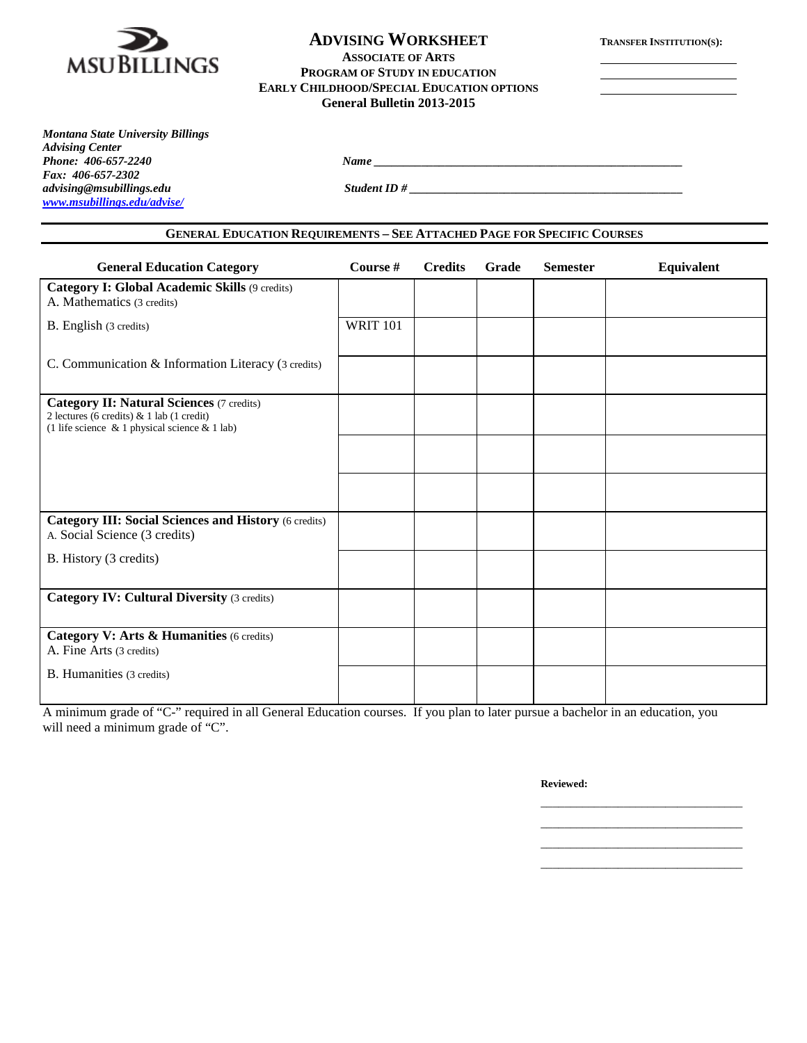MSU BILLINGS

# ADVISING WORKSHEET

**ASSOCIATE OF ARTS**
**PROGRAM OF STUDY IN EDUCATION**
**EARLY CHILDHOOD/SPECIAL EDUCATION OPTIONS**
**General Bulletin 2013-2015**

**TRANSFER INSTITUTION(S):**

______________________

______________________

______________________

***Montana State University Billings***
***Advising Center***
***Phone: 406-657-2240***
***Fax: 406-657-2302***
***advising@msubillings.edu***
***www.msubillings.edu/advise/***

***Name*** ______________________________________________________

***Student ID #*** ______________________________________________

## GENERAL EDUCATION REQUIREMENTS – SEE ATTACHED PAGE FOR SPECIFIC COURSES

| General Education Category | Course # | Credits | Grade | Semester | Equivalent |
|---|---|---|---|---|---|
| **Category I: Global Academic Skills** (9 credits)<br>A. Mathematics (3 credits) | | | | | |
| B. English (3 credits) | WRIT 101 | | | | |
| C. Communication & Information Literacy (3 credits) | | | | | |
| **Category II: Natural Sciences** (7 credits)<br>2 lectures (6 credits) & 1 lab (1 credit)<br>(1 life science & 1 physical science & 1 lab) | | | | | |
| | | | | | |
| | | | | | |
| **Category III: Social Sciences and History** (6 credits)<br>A. Social Science (3 credits) | | | | | |
| B. History (3 credits) | | | | | |
| **Category IV: Cultural Diversity** (3 credits) | | | | | |
| **Category V: Arts & Humanities** (6 credits)<br>A. Fine Arts (3 credits) | | | | | |
| B. Humanities (3 credits) | | | | | |

A minimum grade of "C-" required in all General Education courses. If you plan to later pursue a bachelor in an education, you will need a minimum grade of "C".

**Reviewed:**

__________________________________

__________________________________

__________________________________

__________________________________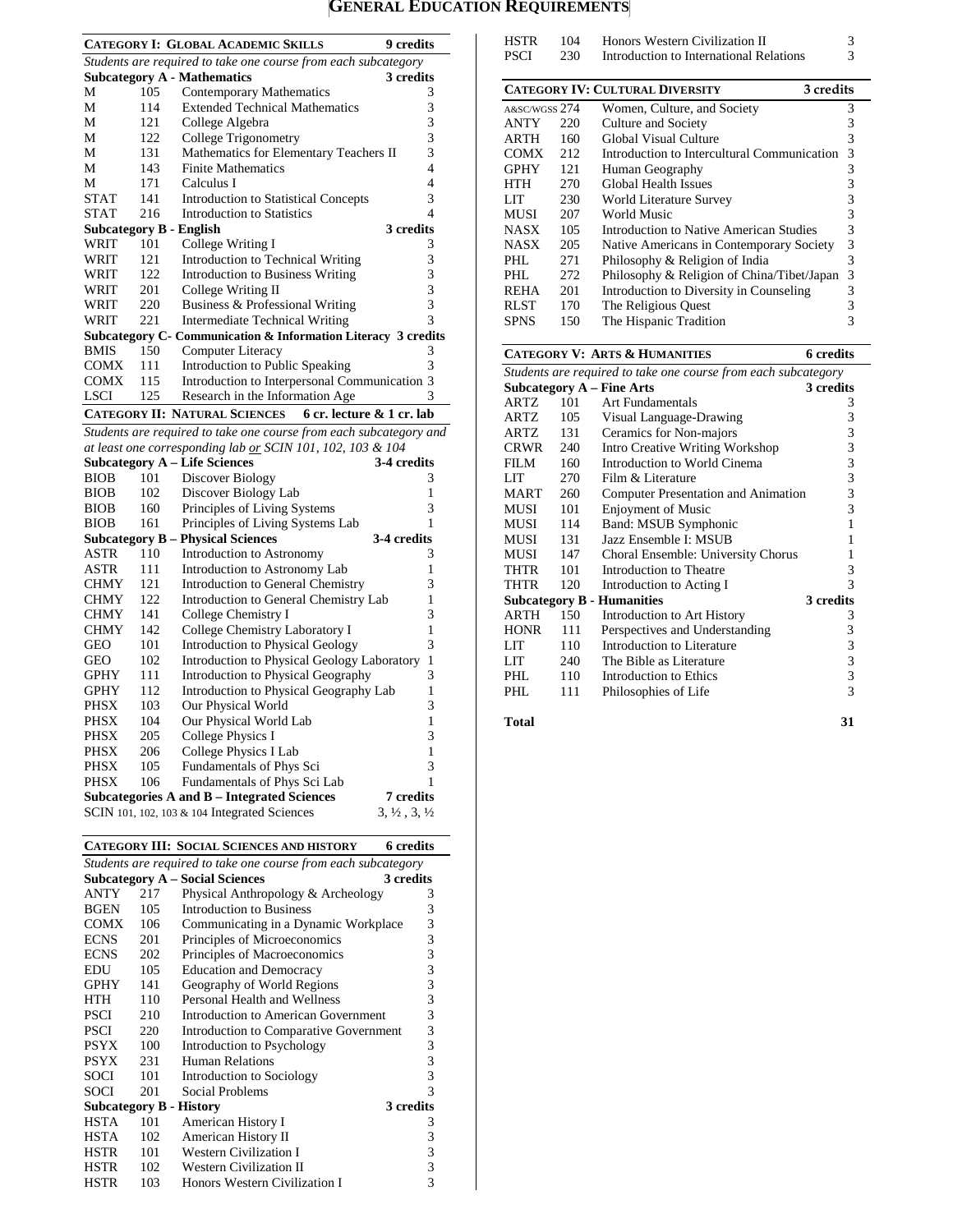# General Education Requirements

## Category I: Global Academic Skills — 9 credits

*Students are required to take one course from each subcategory*

| Subject | Number | Title | Credits |
|---|---|---|---|
| **Subcategory A - Mathematics** | | | **3 credits** |
| M | 105 | Contemporary Mathematics | 3 |
| M | 114 | Extended Technical Mathematics | 3 |
| M | 121 | College Algebra | 3 |
| M | 122 | College Trigonometry | 3 |
| M | 131 | Mathematics for Elementary Teachers II | 3 |
| M | 143 | Finite Mathematics | 4 |
| M | 171 | Calculus I | 4 |
| STAT | 141 | Introduction to Statistical Concepts | 3 |
| STAT | 216 | Introduction to Statistics | 4 |
| **Subcategory B - English** | | | **3 credits** |
| WRIT | 101 | College Writing I | 3 |
| WRIT | 121 | Introduction to Technical Writing | 3 |
| WRIT | 122 | Introduction to Business Writing | 3 |
| WRIT | 201 | College Writing II | 3 |
| WRIT | 220 | Business & Professional Writing | 3 |
| WRIT | 221 | Intermediate Technical Writing | 3 |
| **Subcategory C- Communication & Information Literacy** | | | **3 credits** |
| BMIS | 150 | Computer Literacy | 3 |
| COMX | 111 | Introduction to Public Speaking | 3 |
| COMX | 115 | Introduction to Interpersonal Communication | 3 |
| LSCI | 125 | Research in the Information Age | 3 |

## Category II: Natural Sciences — 6 cr. lecture & 1 cr. lab

*Students are required to take one course from each subcategory and at least one corresponding lab or SCIN 101, 102, 103 & 104*

| Subject | Number | Title | Credits |
|---|---|---|---|
| **Subcategory A – Life Sciences** | | | **3-4 credits** |
| BIOB | 101 | Discover Biology | 3 |
| BIOB | 102 | Discover Biology Lab | 1 |
| BIOB | 160 | Principles of Living Systems | 3 |
| BIOB | 161 | Principles of Living Systems Lab | 1 |
| **Subcategory B – Physical Sciences** | | | **3-4 credits** |
| ASTR | 110 | Introduction to Astronomy | 3 |
| ASTR | 111 | Introduction to Astronomy Lab | 1 |
| CHMY | 121 | Introduction to General Chemistry | 3 |
| CHMY | 122 | Introduction to General Chemistry Lab | 1 |
| CHMY | 141 | College Chemistry I | 3 |
| CHMY | 142 | College Chemistry Laboratory I | 1 |
| GEO | 101 | Introduction to Physical Geology | 3 |
| GEO | 102 | Introduction to Physical Geology Laboratory | 1 |
| GPHY | 111 | Introduction to Physical Geography | 3 |
| GPHY | 112 | Introduction to Physical Geography Lab | 1 |
| PHSX | 103 | Our Physical World | 3 |
| PHSX | 104 | Our Physical World Lab | 1 |
| PHSX | 205 | College Physics I | 3 |
| PHSX | 206 | College Physics I Lab | 1 |
| PHSX | 105 | Fundamentals of Phys Sci | 3 |
| PHSX | 106 | Fundamentals of Phys Sci Lab | 1 |
| **Subcategories A and B – Integrated Sciences** | | | **7 credits** |
| SCIN | 101, 102, 103 & 104 | Integrated Sciences | 3, ½ , 3, ½ |

## Category III: Social Sciences and History — 6 credits

*Students are required to take one course from each subcategory*

| Subject | Number | Title | Credits |
|---|---|---|---|
| **Subcategory A – Social Sciences** | | | **3 credits** |
| ANTY | 217 | Physical Anthropology & Archeology | 3 |
| BGEN | 105 | Introduction to Business | 3 |
| COMX | 106 | Communicating in a Dynamic Workplace | 3 |
| ECNS | 201 | Principles of Microeconomics | 3 |
| ECNS | 202 | Principles of Macroeconomics | 3 |
| EDU | 105 | Education and Democracy | 3 |
| GPHY | 141 | Geography of World Regions | 3 |
| HTH | 110 | Personal Health and Wellness | 3 |
| PSCI | 210 | Introduction to American Government | 3 |
| PSCI | 220 | Introduction to Comparative Government | 3 |
| PSYX | 100 | Introduction to Psychology | 3 |
| PSYX | 231 | Human Relations | 3 |
| SOCI | 101 | Introduction to Sociology | 3 |
| SOCI | 201 | Social Problems | 3 |
| **Subcategory B - History** | | | **3 credits** |
| HSTA | 101 | American History I | 3 |
| HSTA | 102 | American History II | 3 |
| HSTR | 101 | Western Civilization I | 3 |
| HSTR | 102 | Western Civilization II | 3 |
| HSTR | 103 | Honors Western Civilization I | 3 |
| HSTR | 104 | Honors Western Civilization II | 3 |
| PSCI | 230 | Introduction to International Relations | 3 |

## Category IV: Cultural Diversity — 3 credits

| Subject | Number | Title | Credits |
|---|---|---|---|
| A&SC/WGSS | 274 | Women, Culture, and Society | 3 |
| ANTY | 220 | Culture and Society | 3 |
| ARTH | 160 | Global Visual Culture | 3 |
| COMX | 212 | Introduction to Intercultural Communication | 3 |
| GPHY | 121 | Human Geography | 3 |
| HTH | 270 | Global Health Issues | 3 |
| LIT | 230 | World Literature Survey | 3 |
| MUSI | 207 | World Music | 3 |
| NASX | 105 | Introduction to Native American Studies | 3 |
| NASX | 205 | Native Americans in Contemporary Society | 3 |
| PHL | 271 | Philosophy & Religion of India | 3 |
| PHL | 272 | Philosophy & Religion of China/Tibet/Japan | 3 |
| REHA | 201 | Introduction to Diversity in Counseling | 3 |
| RLST | 170 | The Religious Quest | 3 |
| SPNS | 150 | The Hispanic Tradition | 3 |

## Category V: Arts & Humanities — 6 credits

*Students are required to take one course from each subcategory*

| Subject | Number | Title | Credits |
|---|---|---|---|
| **Subcategory A – Fine Arts** | | | **3 credits** |
| ARTZ | 101 | Art Fundamentals | 3 |
| ARTZ | 105 | Visual Language-Drawing | 3 |
| ARTZ | 131 | Ceramics for Non-majors | 3 |
| CRWR | 240 | Intro Creative Writing Workshop | 3 |
| FILM | 160 | Introduction to World Cinema | 3 |
| LIT | 270 | Film & Literature | 3 |
| MART | 260 | Computer Presentation and Animation | 3 |
| MUSI | 101 | Enjoyment of Music | 3 |
| MUSI | 114 | Band: MSUB Symphonic | 1 |
| MUSI | 131 | Jazz Ensemble I: MSUB | 1 |
| MUSI | 147 | Choral Ensemble: University Chorus | 1 |
| THTR | 101 | Introduction to Theatre | 3 |
| THTR | 120 | Introduction to Acting I | 3 |
| **Subcategory B - Humanities** | | | **3 credits** |
| ARTH | 150 | Introduction to Art History | 3 |
| HONR | 111 | Perspectives and Understanding | 3 |
| LIT | 110 | Introduction to Literature | 3 |
| LIT | 240 | The Bible as Literature | 3 |
| PHL | 110 | Introduction to Ethics | 3 |
| PHL | 111 | Philosophies of Life | 3 |

**Total — 31**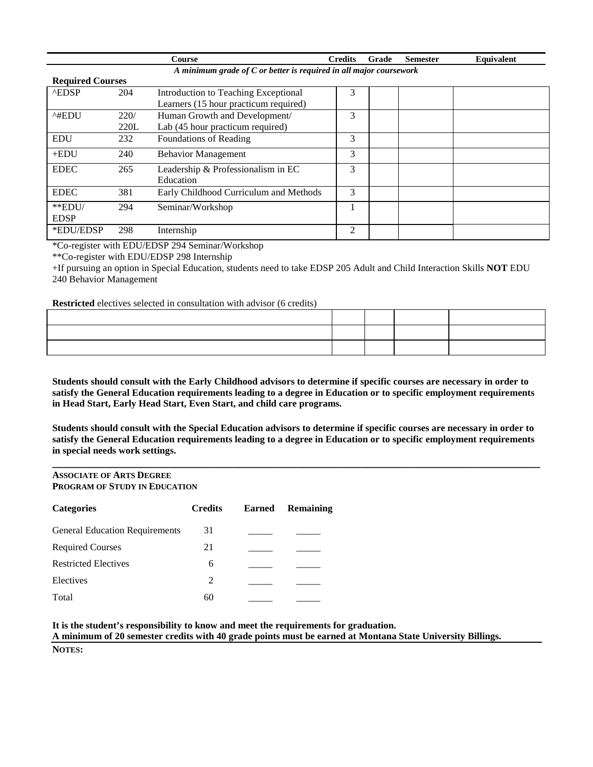| | | Course | Credits | Grade | Semester | Equivalent |
|---|---|---|---|---|---|---|
| *A minimum grade of C or better is required in all major coursework* | | | | | | |
| **Required Courses** | | | | | | |
| ^EDSP | 204 | Introduction to Teaching Exceptional Learners (15 hour practicum required) | 3 | | | |
| ^#EDU | 220/ 220L | Human Growth and Development/ Lab (45 hour practicum required) | 3 | | | |
| EDU | 232 | Foundations of Reading | 3 | | | |
| +EDU | 240 | Behavior Management | 3 | | | |
| EDEC | 265 | Leadership & Professionalism in EC Education | 3 | | | |
| EDEC | 381 | Early Childhood Curriculum and Methods | 3 | | | |
| **EDU/ EDSP | 294 | Seminar/Workshop | 1 | | | |
| *EDU/EDSP | 298 | Internship | 2 | | | |

*Co-register with EDU/EDSP 294 Seminar/Workshop

**Co-register with EDU/EDSP 298 Internship

+If pursuing an option in Special Education, students need to take EDSP 205 Adult and Child Interaction Skills **NOT** EDU 240 Behavior Management

**Restricted** electives selected in consultation with advisor (6 credits)

| | | | | |
|---|---|---|---|---|
| | | | | |
| | | | | |
| | | | | |

**Students should consult with the Early Childhood advisors to determine if specific courses are necessary in order to satisfy the General Education requirements leading to a degree in Education or to specific employment requirements in Head Start, Early Head Start, Even Start, and child care programs.**

**Students should consult with the Special Education advisors to determine if specific courses are necessary in order to satisfy the General Education requirements leading to a degree in Education or to specific employment requirements in special needs work settings.**

---

**ASSOCIATE OF ARTS DEGREE**
**PROGRAM OF STUDY IN EDUCATION**

| Categories | Credits | Earned | Remaining |
|---|---|---|---|
| General Education Requirements | 31 | _____ | _____ |
| Required Courses | 21 | _____ | _____ |
| Restricted Electives | 6 | _____ | _____ |
| Electives | 2 | _____ | _____ |
| Total | 60 | _____ | _____ |

**It is the student's responsibility to know and meet the requirements for graduation.**
**A minimum of 20 semester credits with 40 grade points must be earned at Montana State University Billings.**

**NOTES:**